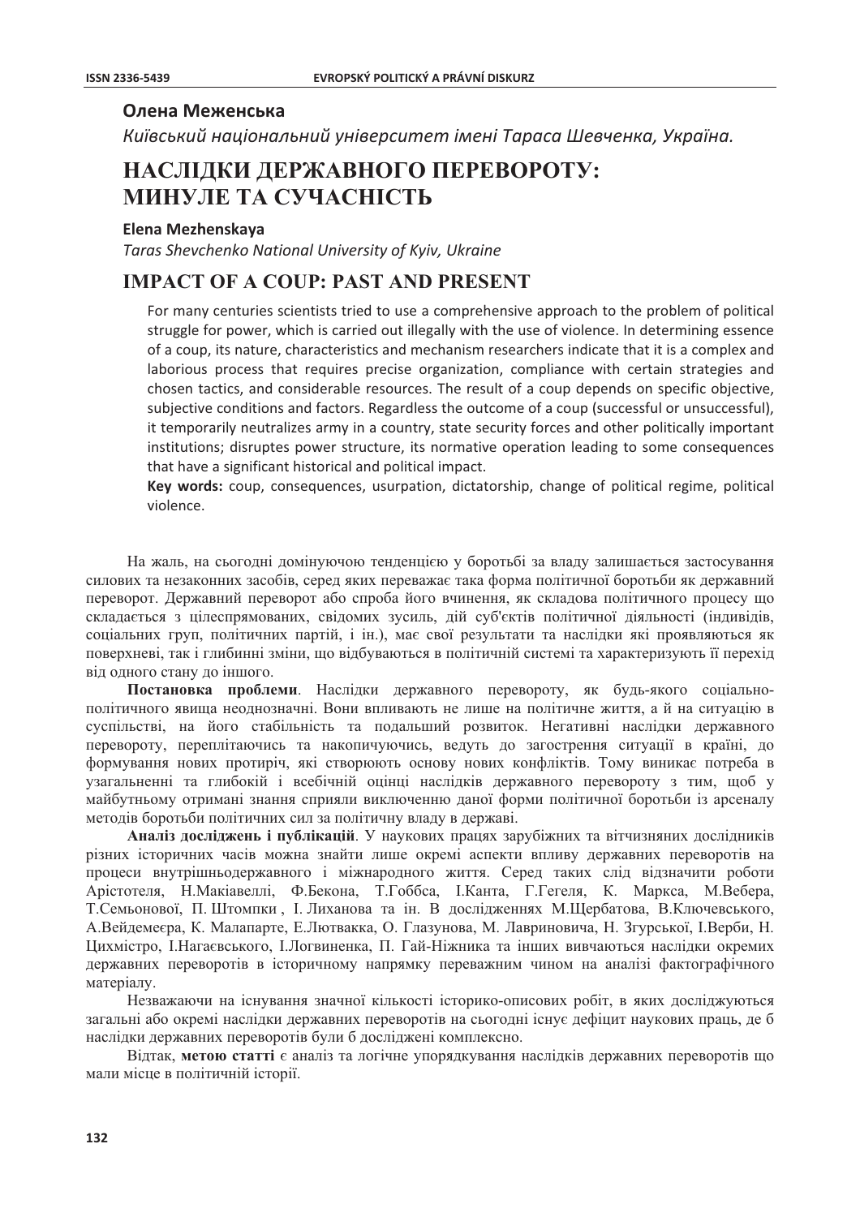**Олена Меженська**

*Київський національний університет імені Тараса Шевченка, Україна.*

# НАСЛІДКИ ДЕРЖАВНОГО ПЕРЕВОРОТУ: МИНУЛЕ ТА СУЧАСНІСТЬ

**Elena Mezhenskaya**

*Taras Shevchenko National University of Kyiv, Ukraine*

# IMPACT OF A COUP: PAST AND PRESENT

For many centuries scientists tried to use a comprehensive approach to the problem of political struggle for power, which is carried out illegally with the use of violence. In determining essence of a coup, its nature, characteristics and mechanism researchers indicate that it is a complex and laborious process that requires precise organization, compliance with certain strategies and chosen tactics, and considerable resources. The result of a coup depends on specific objective, subjective conditions and factors. Regardless the outcome of a coup (successful or unsuccessful), it temporarily neutralizes army in a country, state security forces and other politically important institutions; disruptes power structure, its normative operation leading to some consequences that have a significant historical and political impact.

**Key words:** coup, consequences, usurpation, dictatorship, change of political regime, political violence.

На жаль, на сьогодні домінуючою тенденцією у боротьбі за владу залишається застосування силових та незаконних засобів, серед яких переважає така форма політичної боротьби як державний переворот. Державний переворот або спроба його вчинення, як складова політичного процесу що складається з цілеспрямованих, свідомих зусиль, дій суб'єктів політичної діяльності (індивідів, соціальних груп, політичних партій, і ін.), має свої результати та наслідки які проявляються як поверхневі, так і глибинні зміни, що відбуваються в політичній системі та характеризують її перехід від одного стану до іншого.

**Постановка проблеми**. Наслідки державного перевороту, як будь-якого соціально-політичного явища неоднозначні. Вони впливають не лише на політичне життя, а й на ситуацію в суспільстві, на його стабільність та подальший розвиток. Негативні наслідки державного перевороту, переплітаючись та накопичуючись, ведуть до загострення ситуації в країні, до формування нових протиріч, які створюють основу нових конфліктів. Тому виникає потреба в узагальненні та глибокій і всебічній оцінці наслідків державного перевороту з тим, щоб у майбутньому отримані знання сприяли виключенню даної форми політичної боротьби із арсеналу методів боротьби політичних сил за політичну владу в державі.

**Аналіз досліджень і публікацій**. У наукових працях зарубіжних та вітчизняних дослідників різних історичних часів можна знайти лише окремі аспекти впливу державних переворотів на процеси внутрішньодержавного і міжнародного життя. Серед таких слід відзначити роботи Арістотеля, Н.Макіавеллі, Ф.Бекона, Т.Гоббса, І.Канта, Г.Гегеля, К. Маркса, М.Вебера, Т.Семьонової, П. Штомпки , І. Лиханова та ін. В дослідженнях М.Щербатова, В.Ключевського, А.Вейдемеєра, К. Малапарте, Е.Лютвакка, О. Глазунова, М. Лавриновича, Н. Згурської, І.Верби, Н. Цихмістро, І.Нагаєвського, І.Логвиненка, П. Гай-Ніжника та інших вивчаються наслідки окремих державних переворотів в історичному напрямку переважним чином на аналізі фактографічного матеріалу.

Незважаючи на існування значної кількості історико-описових робіт, в яких досліджуються загальні або окремі наслідки державних переворотів на сьогодні існує дефіцит наукових праць, де б наслідки державних переворотів були б досліджені комплексно.

Відтак, **метою статті** є аналіз та логічне упорядкування наслідків державних переворотів що мали місце в політичній історії.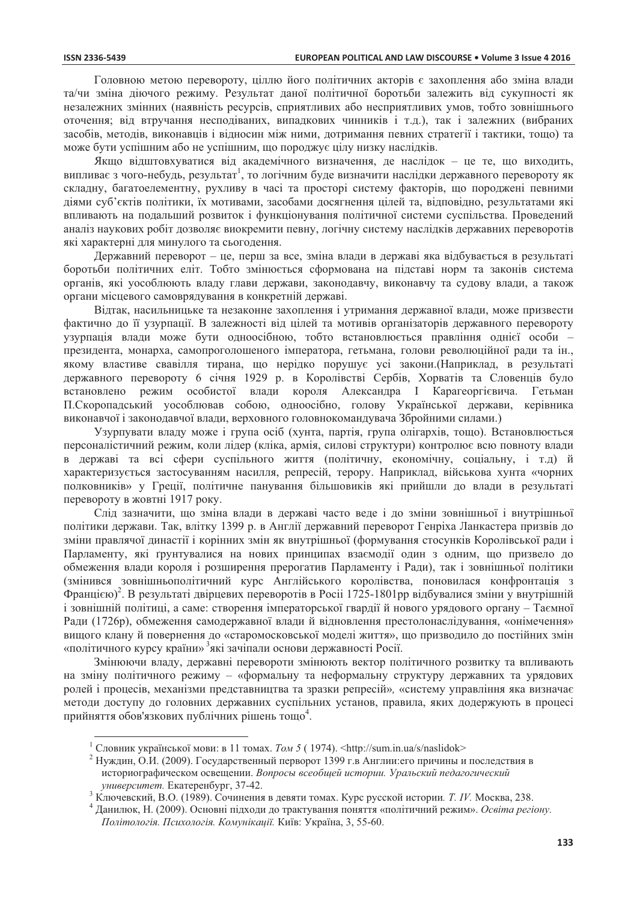Головною метою перевороту, ціллю його політичних акторів є захоплення або зміна влади та/чи зміна діючого режиму. Результат даної політичної боротьби залежить від сукупності як незалежних змінних (наявність ресурсів, сприятливих або несприятливих умов, тобто зовнішнього оточення; від втручання несподіваних, випадкових чинників і т.д.), так і залежних (вибраних засобів, методів, виконавців і відносин між ними, дотримання певних стратегії і тактики, тощо) та може бути успішним або не успішним, що породжує цілу низку наслідків.

Якщо відштовхуватися від академічного визначення, де наслідок – це те, що виходить, випливає з чого-небудь, результат[1], то логічним буде визначити наслідки державного перевороту як складну, багатоелементну, рухливу в часі та просторі систему факторів, що породжені певними діями суб'єктів політики, їх мотивами, засобами досягнення цілей та, відповідно, результатами які впливають на подальший розвиток і функціонування політичної системи суспільства. Проведений аналіз наукових робіт дозволяє виокремити певну, логічну систему наслідків державних переворотів які характерні для минулого та сьогодення.

Державний переворот – це, перш за все, зміна влади в державі яка відбувається в результаті боротьби політичних еліт. Тобто змінюється сформована на підставі норм та законів система органів, які уособлюють владу глави держави, законодавчу, виконавчу та судову влади, а також органи місцевого самоврядування в конкретній державі.

Відтак, насильницьке та незаконне захоплення і утримання державної влади, може призвести фактично до її узурпації. В залежності від цілей та мотивів організаторів державного перевороту узурпація влади може бути одноосібною, тобто встановлюється правління однієї особи – президента, монарха, самопроголошеного імператора, гетьмана, голови революційної ради та ін., якому властиве свавілля тирана, що нерідко порушує усі закони.(Наприклад, в результаті державного перевороту 6 січня 1929 р. в Королівстві Сербів, Хорватів та Словенців було встановлено режим особистої влади короля Александра І Карагеоргієвича. Гетьман П.Скоропадський уособлював собою, одноосібно, голову Української держави, керівника виконавчої і законодавчої влади, верховного головнокомандувача Збройними силами.)

Узурпувати владу може і група осіб (хунта, партія, група олігархів, тощо). Встановлюється персоналістичний режим, коли лідер (кліка, армія, силові структури) контролює всю повноту влади в державі та всі сфери суспільного життя (політичну, економічну, соціальну, і т.д) й характеризується застосуванням насилля, репресій, терору. Наприклад, військова хунта «чорних полковників» у Греції, політичне панування більшовиків які прийшли до влади в результаті перевороту в жовтні 1917 року.

Слід зазначити, що зміна влади в державі часто веде і до зміни зовнішньої і внутрішньої політики держави. Так, влітку 1399 р. в Англії державний переворот Генріха Ланкастера призвів до зміни правлячої династії і корінних змін як внутрішньої (формування стосунків Королівської ради і Парламенту, які ґрунтувалися на нових принципах взаємодії один з одним, що призвело до обмеження влади короля і розширення прерогатив Парламенту і Ради), так і зовнішньої політики (змінився зовнішньополітичний курс Англійського королівства, поновилася конфронтація з Францією)[2]. В результаті двірцевих переворотів в Росії 1725-1801рр відбувалися зміни у внутрішній і зовнішній політиці, а саме: створення імператорської гвардії й нового урядового органу – Таємної Ради (1726р), обмеження самодержавної влади й відновлення престолонаслідування, «онімечення» вищого клану й повернення до «старомосковської моделі життя», що призводило до постійних змін «політичного курсу країни»[3]які зачіпали основи державності Росії.

Змінюючи владу, державні перевороти змінюють вектор політичного розвитку та впливають на зміну політичного режиму – «формальну та неформальну структуру державних та урядових ролей і процесів, механізми представництва та зразки репресій», «систему управління яка визначає методи доступу до головних державних суспільних установ, правила, яких додержують в процесі прийняття обов'язкових публічних рішень тощо[4].

---

[1] Словник української мови: в 11 томах. *Том 5* ( 1974). <http://sum.in.ua/s/naslidok>

[2] Нуждин, О.И. (2009). Государственный перворот 1399 г.в Англии:его причины и последствия в историографическом освещении. *Вопросы всеобщей истории. Уральский педагогический университет.* Екатеренбург, 37-42.

[3] Ключевский, В.О. (1989). Сочинения в девяти томах. Курс русской истории*. Т. IV.* Москва, 238.

[4] Данилюк, Н. (2009). Основні підходи до трактування поняття «політичний режим». *Освіта регіону. Політологія. Психологія. Комунікації.* Київ: Україна, 3, 55-60.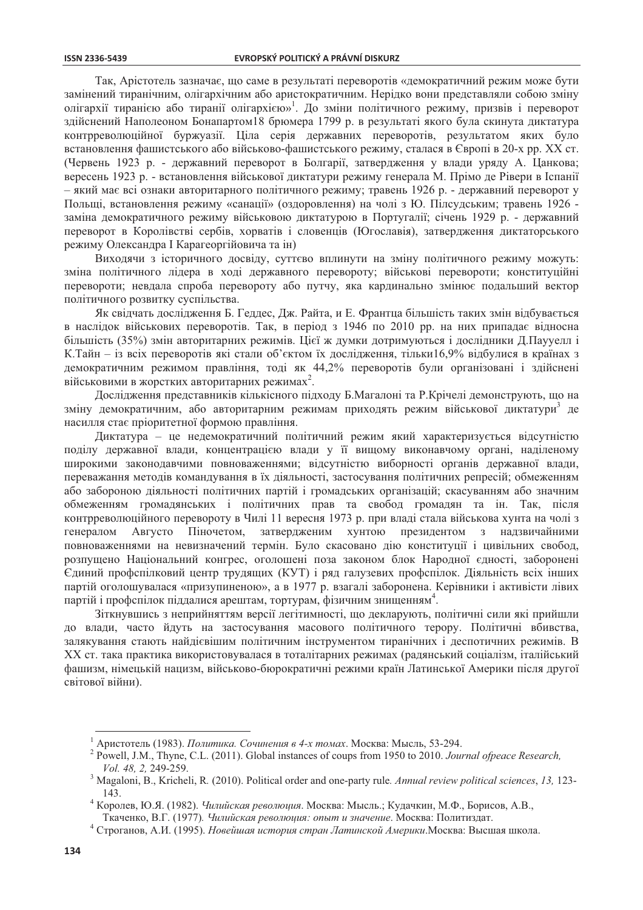Так, Арістотель зазначає, що саме в результаті переворотів «демократичний режим може бути замінений тиранічним, олігархічним або аристократичним. Нерідко вони представляли собою зміну олігархії тиранією або тиранії олігархією»[1]. До зміни політичного режиму, призвів і переворот здійснений Наполеоном Бонапартом18 брюмера 1799 р. в результаті якого була скинута диктатура контрреволюційної буржуазії. Ціла серія державних переворотів, результатом яких було встановлення фашистського або військово-фашистського режиму, сталася в Європі в 20-х рр. XX ст. (Червень 1923 р. - державний переворот в Болгарії, затвердження у влади уряду А. Цанкова; вересень 1923 р. - встановлення військової диктатури режиму генерала М. Прімо де Рівери в Іспанії – який має всі ознаки авторитарного політичного режиму; травень 1926 р. - державний переворот у Польщі, встановлення режиму «санації» (оздоровлення) на чолі з Ю. Пілсудським; травень 1926 - заміна демократичного режиму військовою диктатурою в Португалії; січень 1929 р. - державний переворот в Королівстві сербів, хорватів і словенців (Югославія), затвердження диктаторського режиму Олександра І Карагеоргійовича та ін)

Виходячи з історичного досвіду, суттєво вплинути на зміну політичного режиму можуть: зміна політичного лідера в ході державного перевороту; військові перевороти; конституційні перевороти; невдала спроба перевороту або путчу, яка кардинально змінює подальший вектор політичного розвитку суспільства.

Як свідчать дослідження Б. Геддес, Дж. Райта, и Е. Франтца більшість таких змін відбувається в наслідок військових переворотів. Так, в період з 1946 по 2010 рр. на них припадає відносна більшість (35%) змін авторитарних режимів. Цієї ж думки дотримуються і дослідники Д.Паууелл і К.Тайн – із всіх переворотів які стали об'єктом їх дослідження, тільки16,9% відбулися в країнах з демократичним режимом правління, тоді як 44,2% переворотів були організовані і здійснені військовими в жорстких авторитарних режимах[2].

Дослідження представників кількісного підходу Б.Магалоні та Р.Крічелі демонструють, що на зміну демократичним, або авторитарним режимам приходять режим військової диктатури[3] де насилля стає пріоритетної формою правління.

Диктатура – це недемократичний політичний режим який характеризується відсутністю поділу державної влади, концентрацією влади у її вищому виконавчому органі, наділеному широкими законодавчими повноваженнями; відсутністю виборності органів державної влади, переважання методів командування в їх діяльності, застосування політичних репресій; обмеженням або забороною діяльності політичних партій і громадських організацій; скасуванням або значним обмеженням громадянських і політичних прав та свобод громадян та ін. Так, після контрреволюційного перевороту в Чилі 11 вересня 1973 р. при владі стала військова хунта на чолі з генералом Августо Піночетом, затвердженим хунтою президентом з надзвичайними повноваженнями на невизначений термін. Було скасовано дію конституції і цивільних свобод, розпущено Національний конгрес, оголошені поза законом блок Народної єдності, заборонені Єдиний профспілковий центр трудящих (КУТ) і ряд галузевих профспілок. Діяльність всіх інших партій оголошувалася «призупиненою», а в 1977 р. взагалі заборонена. Керівники і активісти лівих партій і профспілок піддалися арештам, тортурам, фізичним знищенням[4].

Зіткнувшись з неприйняттям версії легітимності, що декларують, політичні сили які прийшли до влади, часто йдуть на застосування масового політичного терору. Політичні вбивства, залякування стають найдієвішим політичним інструментом тиранічних і деспотичних режимів. В XX ст. така практика використовувалася в тоталітарних режимах (радянський соціалізм, італійський фашизм, німецькій нацизм, військово-бюрократичні режими країн Латинської Америки після другої світової війни).

---

[1] Аристотель (1983). *Политика. Сочинения в 4-х томах*. Москва: Мысль, 53-294.

[2] Powell, J.M., Thyne, C.L. (2011). Global instances of coups from 1950 to 2010. *Journal ofpeace Research, Vol. 48, 2,* 249-259.

[3] Magaloni, B., Kricheli, R. (2010). Political order and one-party rule*. Annual review political sciences*, *13,* 123-143.

[4] Королев, Ю.Я. (1982). *Чилийская революция*. Москва: Мысль.; Кудачкин, М.Ф., Борисов, А.В., Ткаченко, В.Г. (1977)*. Чилийская революция: опыт и значение*. Москва: Политиздат.

[4] Строганов, А.И. (1995). *Новейшая история стран Латинской Америки*.Москва: Высшая школа.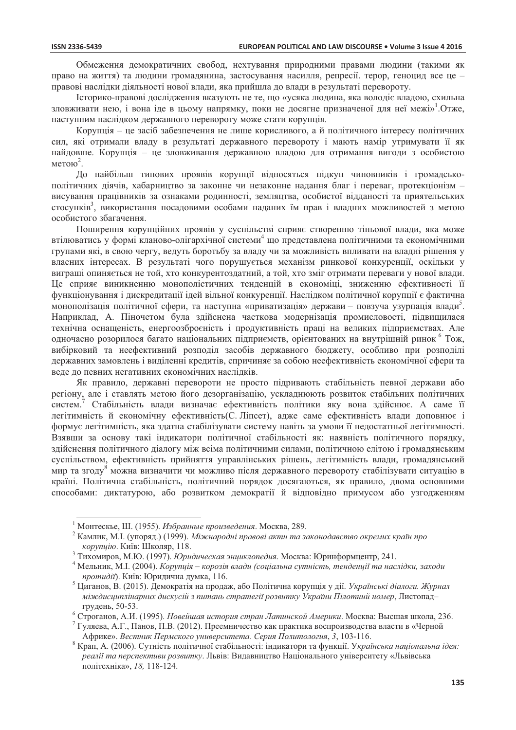Обмеження демократичних свобод, нехтування природними правами людини (такими як право на життя) та людини громадянина, застосування насилля, репресії. терор, геноцид все це – правові наслідки діяльності нової влади, яка прийшла до влади в результаті перевороту.

Історико-правові дослідження вказують не те, що «усяка людина, яка володіє владою, схильна зловживати нею, і вона іде в цьому напрямку, поки не досягне призначеної для неї межі»[1].Отже, наступним наслідком державного перевороту може стати корупція.

Корупція – це засіб забезпечення не лише корисливого, а й політичного інтересу політичних сил, які отримали владу в результаті державного перевороту і мають намір утримувати її як найдовше. Корупція – це зловживання державною владою для отримання вигоди з особистою метою[2].

До найбільш типових проявів корупції відносяться підкуп чиновників і громадсько-політичних діячів, хабарництво за законне чи незаконне надання благ і переваг, протекціонізм – висування працівників за ознаками родинності, земляцтва, особистої відданості та приятельських стосунків[3], використання посадовими особами наданих їм прав і владних можливостей з метою особистого збагачення.

Поширення корупційних проявів у суспільстві сприяє створенню тіньової влади, яка може втілюватись у формі кланово-олігархічної системи[4] що представлена політичними та економічними групами які, в свою чергу, ведуть боротьбу за владу чи за можливість впливати на владні рішення у власних інтересах. В результаті чого порушується механізм ринкової конкуренції, оскільки у виграші опиняється не той, хто конкурентоздатний, а той, хто зміг отримати переваги у нової влади. Це сприяє виникненню монополістичних тенденцій в економіці, зниженню ефективності її функціонування і дискредитації ідей вільної конкуренції. Наслідком політичної корупції є фактична монополізація політичної сфери, та наступна «приватизація» держави – повзуча узурпація влади[5]. Наприклад, А. Піночетом була здійснена часткова модернізація промисловості, підвищилася технічна оснащеність, енергоозброєність і продуктивність праці на великих підприємствах. Але одночасно розорилося багато національних підприємств, орієнтованих на внутрішній ринок [6] Тож, вибірковий та неефективний розподіл засобів державного бюджету, особливо при розподілі державних замовлень і виділенні кредитів, спричиняє за собою неефективність економічної сфери та веде до певних негативних економічних наслідків.

Як правило, державні перевороти не просто підривають стабільність певної держави або регіону, але і ставлять метою його дезорганізацію, ускладнюють розвиток стабільних політичних систем.[7] Стабільність влади визначає ефективність політики яку вона здійснює. А саме її легітимність й економічну ефективність(С. Ліпсет), адже саме ефективність влади доповнює і формує легітимність, яка здатна стабілізувати систему навіть за умови її недостатньої легітимності. Взявши за основу такі індикатори політичної стабільності як: наявність політичного порядку, здійснення політичного діалогу між всіма політичними силами, політичною елітою і громадянським суспільством, ефективність прийняття управлінських рішень, легітимність влади, громадянський мир та згоду[8] можна визначити чи можливо після державного перевороту стабілізувати ситуацію в країні. Політична стабільність, політичний порядок досягаються, як правило, двома основними способами: диктатурою, або розвитком демократії й відповідно примусом або узгодженням

---

[1] Монтескье, Ш. (1955). *Избранные произведения*. Москва, 289.

[2] Камлик, М.І. (упоряд.) (1999). *Міжнародні правові акти та законодавство окремих країн про корупцію*. Київ: Школяр, 118.

[3] Тихомиров, М.Ю. (1997). *Юридическая энциклопедия*. Москва: Юринформцентр, 241.

[4] Мельник, М.І. (2004). *Корупція – корозія влади (соціальна сутність, тенденції та наслідки, заходи протидії)*. Київ: Юридична думка, 116.

[5] Циганов, В. (2015). Демократія на продаж, або Політична корупція у дії. *Українські діалоги. Журнал міждисциплінарних дискусій з питань стратегії розвитку України Пілотний номер*, Листопад–грудень, 50-53.

[6] Строганов, А.И. (1995). *Новейшая история стран Латинской Америки*. Москва: Высшая школа, 236.

[7] Гуляева, А.Г., Панов, П.В. (2012). Преемничество как практика воспроизводства власти в «Черной Африке». *Вестник Пермского университета. Серия Политология*, *3*, 103-116.

[8] Крап, А. (2006). Сутність політичної стабільності: індикатори та функції. *Українська національна ідея: реалії та перспективи розвитку*. Львів: Видавництво Національного університету «Львівська політехніка», *18,* 118-124.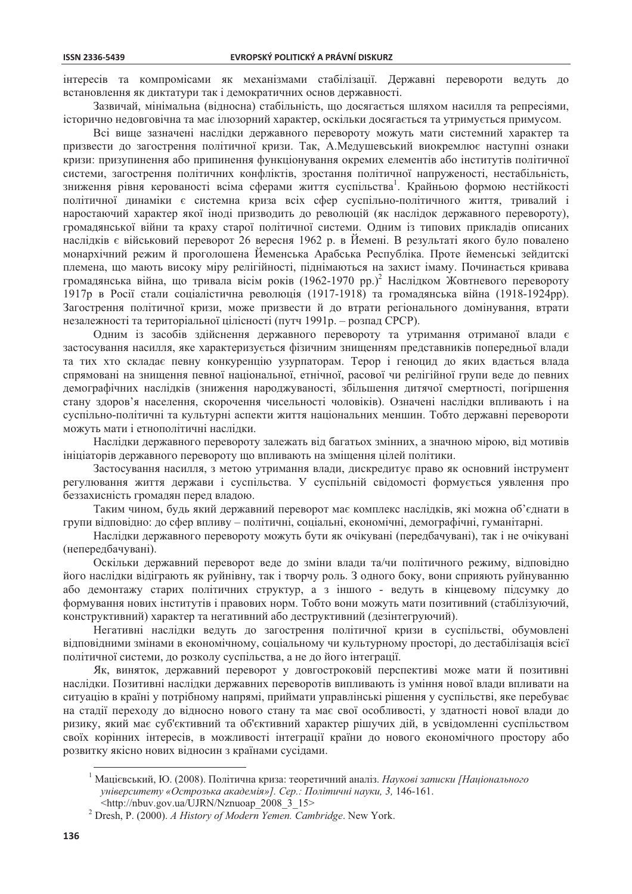інтересів та компромісами як механізмами стабілізації. Державні перевороти ведуть до встановлення як диктатури так і демократичних основ державності.

Зазвичай, мінімальна (відносна) стабільність, що досягається шляхом насилля та репресіями, історично недовговічна та має ілюзорний характер, оскільки досягається та утримується примусом.

Всі вище зазначені наслідки державного перевороту можуть мати системний характер та призвести до загострення політичної кризи. Так, А.Медушевський виокремлює наступні ознаки кризи: призупинення або припинення функціонування окремих елементів або інститутів політичної системи, загострення політичних конфліктів, зростання політичної напруженості, нестабільність, зниження рівня керованості всіма сферами життя суспільства[1]. Крайньою формою нестійкості політичної динаміки є системна криза всіх сфер суспільно-політичного життя, тривалий і наростаючий характер якої іноді призводить до революцій (як наслідок державного перевороту), громадянської війни та краху старої політичної системи. Одним із типових прикладів описаних наслідків є військовий переворот 26 вересня 1962 р. в Йемені. В результаті якого було повалено монархічний режим й проголошена Йеменська Арабська Республіка. Проте йеменські зейдитські племена, що мають високу міру релігійності, піднімаються на захист імаму. Починається кривава громадянська війна, що тривала вісім років (1962-1970 рр.)[2] Наслідком Жовтневого перевороту 1917р в Росії стали соціалістична революція (1917-1918) та громадянська війна (1918-1924рр). Загострення політичної кризи, може призвести й до втрати регіонального домінування, втрати незалежності та територіальної цілісності (путч 1991р. – розпад СРСР).

Одним із засобів здійснення державного перевороту та утримання отриманої влади є застосування насилля, яке характеризується фізичним знищенням представників попередньої влади та тих хто складає певну конкуренцію узурпаторам. Терор і геноцид до яких вдається влада спрямовані на знищення певної національної, етнічної, расової чи релігійної групи веде до певних демографічних наслідків (зниження народжуваності, збільшення дитячої смертності, погіршення стану здоров'я населення, скорочення чисельності чоловіків). Означені наслідки впливають і на суспільно-політичні та культурні аспекти життя національних меншин. Тобто державні перевороти можуть мати і етнополітичні наслідки.

Наслідки державного перевороту залежать від багатьох змінних, а значною мірою, від мотивів ініціаторів державного перевороту що впливають на зміщення цілей політики.

Застосування насилля, з метою утримання влади, дискредитує право як основний інструмент регулювання життя держави і суспільства. У суспільній свідомості формується уявлення про беззахисність громадян перед владою.

Таким чином, будь який державний переворот має комплекс наслідків, які можна об'єднати в групи відповідно: до сфер впливу – політичні, соціальні, економічні, демографічні, гуманітарні.

Наслідки державного перевороту можуть бути як очікувані (передбачувані), так і не очікувані (непередбачувані).

Оскільки державний переворот веде до зміни влади та/чи політичного режиму, відповідно його наслідки відіграють як руйнівну, так і творчу роль. З одного боку, вони сприяють руйнуванню або демонтажу старих політичних структур, а з іншого - ведуть в кінцевому підсумку до формування нових інститутів і правових норм. Тобто вони можуть мати позитивний (стабілізуючий, конструктивний) характер та негативний або деструктивний (дезінтегруючий).

Негативні наслідки ведуть до загострення політичної кризи в суспільстві, обумовлені відповідними змінами в економічному, соціальному чи культурному просторі, до дестабілізація всієї політичної системи, до розколу суспільства, а не до його інтеграції.

Як, виняток, державний переворот у довгостроковій перспективі може мати й позитивні наслідки. Позитивні наслідки державних переворотів випливають із уміння нової влади впливати на ситуацію в країні у потрібному напрямі, приймати управлінські рішення у суспільстві, яке перебуває на стадії переходу до відносно нового стану та має свої особливості, у здатності нової влади до ризику, який має суб'єктивний та об'єктивний характер рішучих дій, в усвідомленні суспільством своїх корінних інтересів, в можливості інтеграції країни до нового економічного простору або розвитку якісно нових відносин з країнами сусідами.

---

[1] Мацієвський, Ю. (2008). Політична криза: теоретичний аналіз. *Наукові записки [Національного університету «Острозька академія»]. Сер.: Політичні науки, 3,* 146-161. <http://nbuv.gov.ua/UJRN/Nznuoap_2008_3_15>

[2] Dresh, P. (2000). *A History of Modern Yemen. Cambridge*. New York.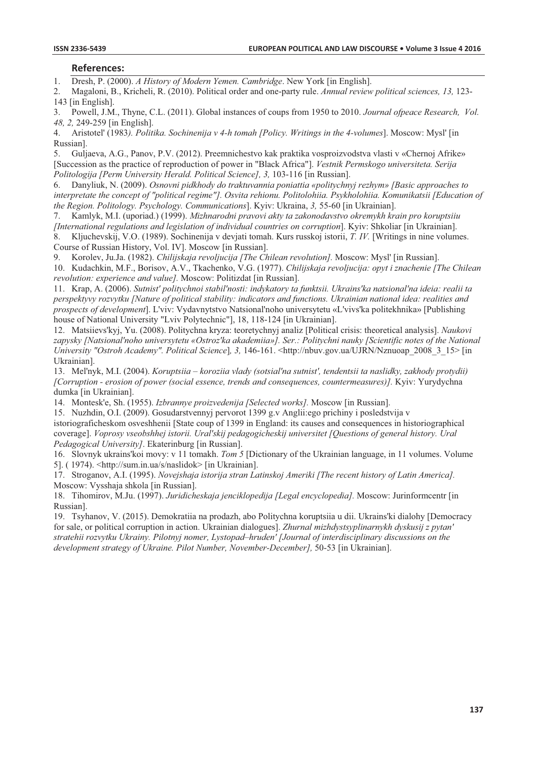## References:

1. Dresh, P. (2000). *A History of Modern Yemen. Cambridge*. New York [in English].
2. Magaloni, B., Kricheli, R. (2010). Political order and one-party rule. *Annual review political sciences, 13,* 123-143 [in English].
3. Powell, J.M., Thyne, C.L. (2011). Global instances of coups from 1950 to 2010. *Journal ofpeace Research, Vol. 48, 2,* 249-259 [in English].
4. Aristotel' (1983*). Politika. Sochinenija v 4-h tomah [Policy. Writings in the 4-volumes*]. Moscow: Mysl' [in Russian].
5. Guljaeva, A.G., Panov, P.V. (2012). Preemnichestvo kak praktika vosproizvodstva vlasti v «Chernoj Afrike» [Succession as the practice of reproduction of power in "Black Africa"]. *Vestnik Permskogo universiteta. Serija Politologija [Perm University Herald. Political Science], 3,* 103-116 [in Russian].
6. Danyliuk, N. (2009). *Osnovni pidkhody do traktuvannia poniattia «politychnyj rezhym» [Basic approaches to interpretate the concept of "political regime"]. Osvita rehionu. Politolohiia. Psykholohiia. Komunikatsii [Education of the Region. Politology. Psychology. Communications*]. Kyiv: Ukraina, *3,* 55-60 [in Ukrainian].
7. Kamlyk, M.I. (uporiad.) (1999). *Mizhnarodni pravovi akty ta zakonodavstvo okremykh krain pro koruptsiiu [International regulations and legislation of individual countries on corruption*]. Kyiv: Shkoliar [in Ukrainian].
8. Kljuchevskij, V.O. (1989). Sochinenija v devjati tomah. Kurs russkoj istorii, *T. IV.* [Writings in nine volumes. Course of Russian History, Vol. IV]. Moscow [in Russian].
9. Korolev, Ju.Ja. (1982). *Chilijskaja revoljucija [The Chilean revolution].* Moscow: Mysl' [in Russian].
10. Kudachkin, M.F., Borisov, A.V., Tkachenko, V.G. (1977). *Chilijskaja revoljucija: opyt i znachenie [The Chilean revolution: experience and value].* Moscow: Politizdat [in Russian].
11. Krap, A. (2006). *Sutnist' politychnoi stabil'nosti: indykatory ta funktsii. Ukrains'ka natsional'na ideia: realii ta perspektyvy rozvytku [Nature of political stability: indicators and functions. Ukrainian national idea: realities and prospects of development*]. L'viv: Vydavnytstvo Natsional'noho universytetu «L'vivs'ka politekhnika» [Publishing house of National University "Lviv Polytechnic"], 18, 118-124 [in Ukrainian].
12. Matsiievs'kyj, Yu. (2008). Politychna kryza: teoretychnyj analiz [Political crisis: theoretical analysis]. *Naukovi zapysky [Natsional'noho universytetu «Ostroz'ka akademiia»]. Ser.: Politychni nauky [Scientific notes of the National University "Ostroh Academy". Political Science*]*, 3,* 146-161. <http://nbuv.gov.ua/UJRN/Nznuoap_2008_3_15> [in Ukrainian].
13. Mel'nyk, M.I. (2004). *Koruptsiia – koroziia vlady (sotsial'na sutnist', tendentsii ta naslidky, zakhody protydii) [Corruption - erosion of power (social essence, trends and consequences, countermeasures)].* Kyiv: Yurydychna dumka [in Ukrainian].
14. Montesk'e, Sh. (1955). *Izbrannye proizvedenija [Selected works].* Moscow [in Russian].
15. Nuzhdin, O.I. (2009). Gosudarstvennyj pervorot 1399 g.v Anglii:ego prichiny i posledstvija v istoriograficheskom osveshhenii [State coup of 1399 in England: its causes and consequences in historiographical coverage]. *Voprosy vseobshhej istorii. Ural'skij pedagogicheskij universitet [Questions of general history. Ural Pedagogical University]*. Ekaterinburg [in Russian].
16. Slovnyk ukrains'koi movy: v 11 tomakh. *Tom 5* [Dictionary of the Ukrainian language, in 11 volumes. Volume 5]. ( 1974). <http://sum.in.ua/s/naslidok> [in Ukrainian].
17. Stroganov, A.I. (1995). *Novejshaja istorija stran Latinskoj Ameriki [The recent history of Latin America].* Moscow: Vysshaja shkola [in Russian].
18. Tihomirov, M.Ju. (1997). *Juridicheskaja jenciklopedija [Legal encyclopedia].* Moscow: Jurinformcentr [in Russian].
19. Tsyhanov, V. (2015). Demokratiia na prodazh, abo Politychna koruptsiia u dii. Ukrains'ki dialohy [Democracy for sale, or political corruption in action. Ukrainian dialogues]. *Zhurnal mizhdystsyplinarnykh dyskusij z pytan' stratehii rozvytku Ukrainy. Pilotnyj nomer, Lystopad–hruden' [Journal of interdisciplinary discussions on the development strategy of Ukraine. Pilot Number, November-December],* 50-53 [in Ukrainian].